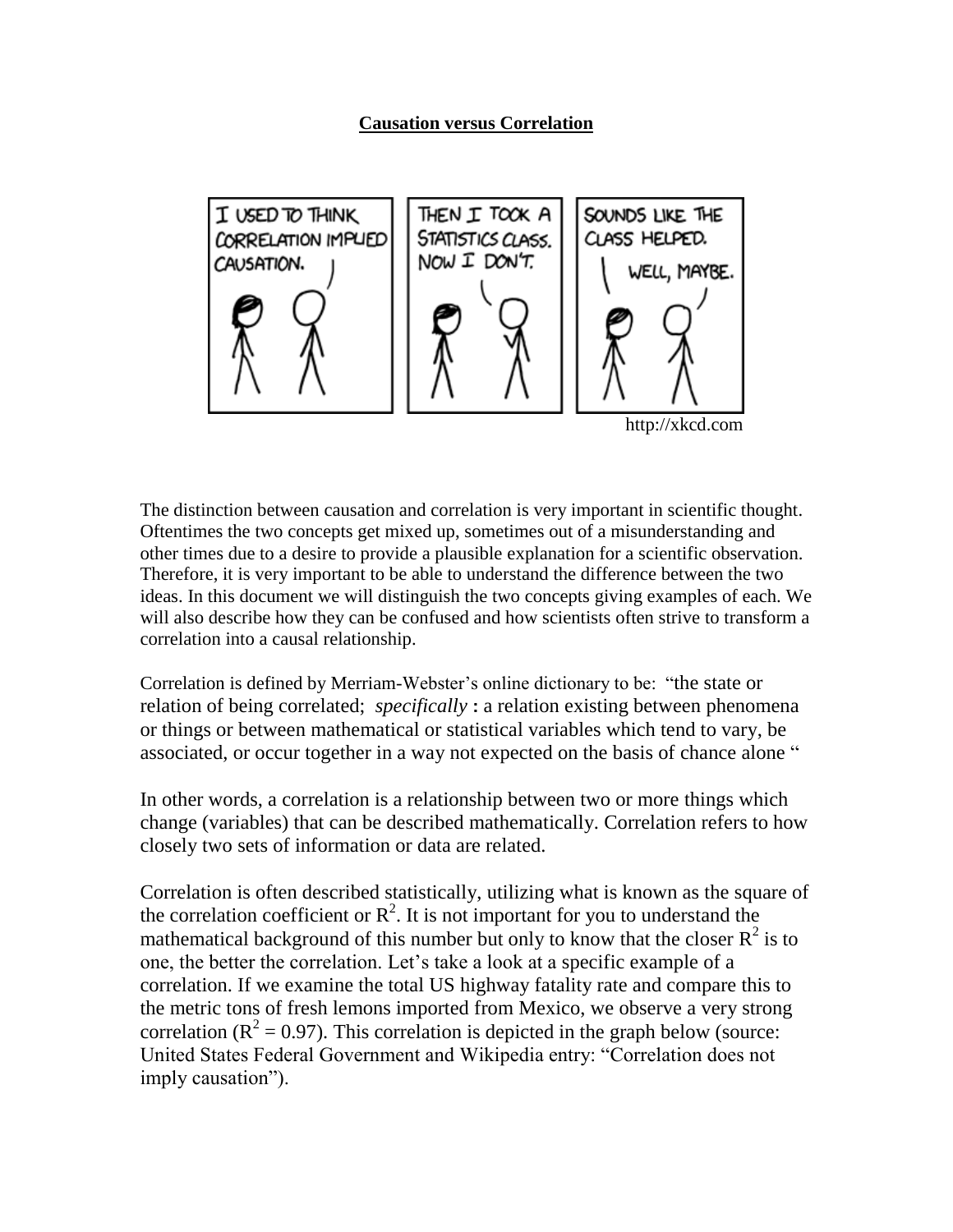# Causation versus Correlation

http://xkcd.com

The distinction between causation and correlation is very important in scientific thought. Oftentimes the two concepts get mixed up, sometimes out of a misunderstanding and other times due to a desire to provide a plausible explanation for a scientific observation. Therefore, it is very important to be able to understand the difference between the two ideas. In this document we will distinguish the two concepts giving examples of each. We will also describe how they can be confused and how scientists often strive to transform a correlation into a causal relationship.

Correlation is defined by Merriam-Webster's online dictionary to be: "the state or relation of being correlated; *specifically* **:** a relation existing between phenomena or things or between mathematical or statistical variables which tend to vary, be associated, or occur together in a way not expected on the basis of chance alone "

In other words, a correlation is a relationship between two or more things which change (variables) that can be described mathematically. Correlation refers to how closely two sets of information or data are related.

Correlation is often described statistically, utilizing what is known as the square of the correlation coefficient or $R^2$. It is not important for you to understand the mathematical background of this number but only to know that the closer $R^2$ is to one, the better the correlation. Let's take a look at a specific example of a correlation. If we examine the total US highway fatality rate and compare this to the metric tons of fresh lemons imported from Mexico, we observe a very strong correlation ($R^2 = 0.97$). This correlation is depicted in the graph below (source: United States Federal Government and Wikipedia entry: "Correlation does not imply causation").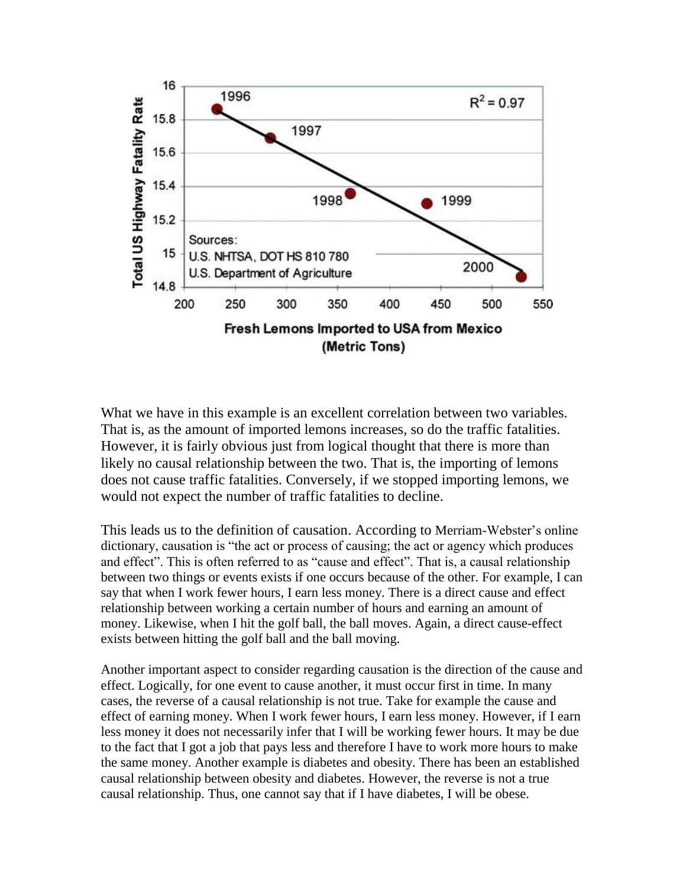What we have in this example is an excellent correlation between two variables. That is, as the amount of imported lemons increases, so do the traffic fatalities. However, it is fairly obvious just from logical thought that there is more than likely no causal relationship between the two. That is, the importing of lemons does not cause traffic fatalities. Conversely, if we stopped importing lemons, we would not expect the number of traffic fatalities to decline.

This leads us to the definition of causation. According to Merriam-Webster's online dictionary, causation is "the act or process of causing; the act or agency which produces and effect". This is often referred to as "cause and effect". That is, a causal relationship between two things or events exists if one occurs because of the other. For example, I can say that when I work fewer hours, I earn less money. There is a direct cause and effect relationship between working a certain number of hours and earning an amount of money. Likewise, when I hit the golf ball, the ball moves. Again, a direct cause-effect exists between hitting the golf ball and the ball moving.

Another important aspect to consider regarding causation is the direction of the cause and effect. Logically, for one event to cause another, it must occur first in time. In many cases, the reverse of a causal relationship is not true. Take for example the cause and effect of earning money. When I work fewer hours, I earn less money. However, if I earn less money it does not necessarily infer that I will be working fewer hours. It may be due to the fact that I got a job that pays less and therefore I have to work more hours to make the same money. Another example is diabetes and obesity. There has been an established causal relationship between obesity and diabetes. However, the reverse is not a true causal relationship. Thus, one cannot say that if I have diabetes, I will be obese.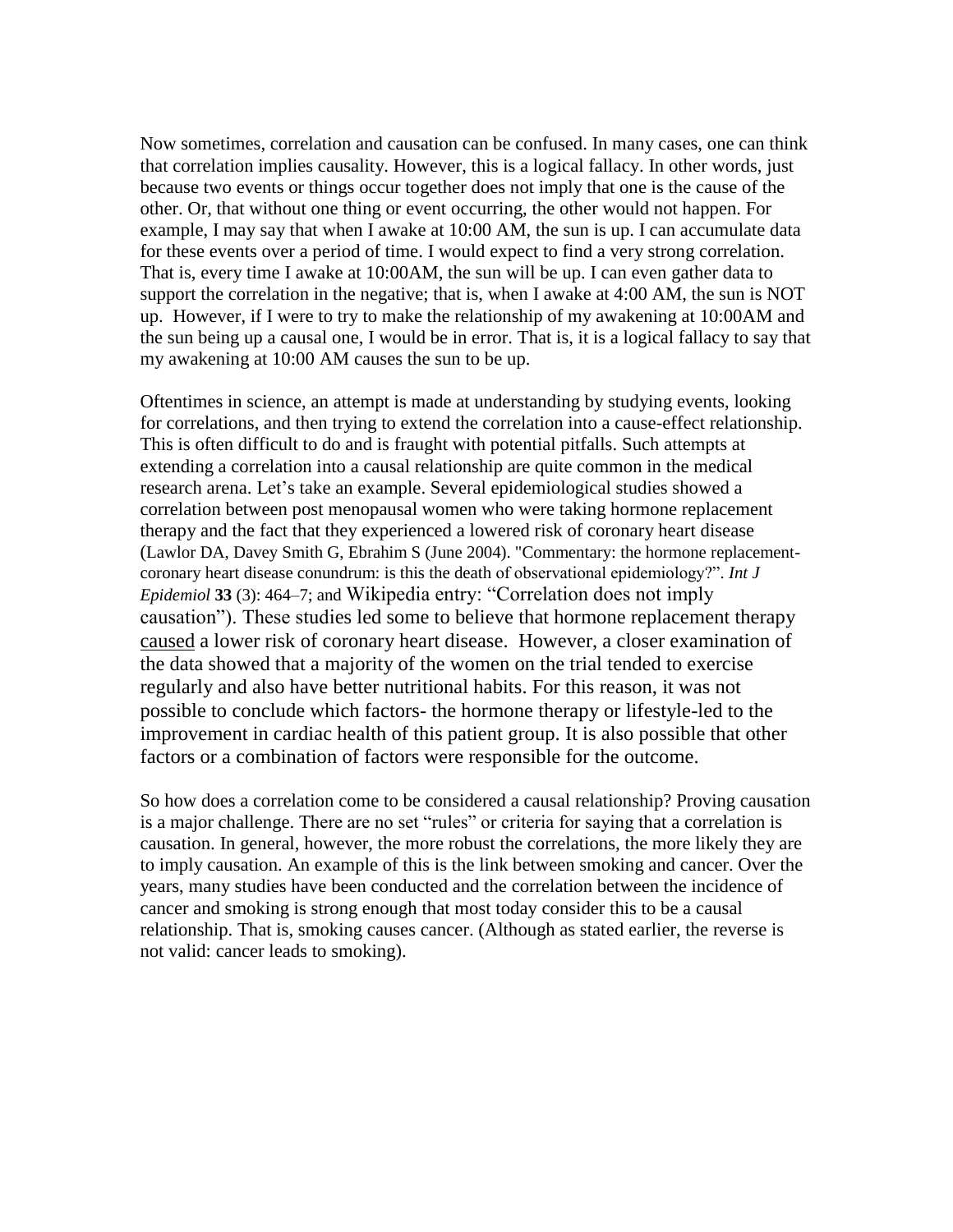Now sometimes, correlation and causation can be confused. In many cases, one can think that correlation implies causality. However, this is a logical fallacy. In other words, just because two events or things occur together does not imply that one is the cause of the other. Or, that without one thing or event occurring, the other would not happen. For example, I may say that when I awake at 10:00 AM, the sun is up. I can accumulate data for these events over a period of time. I would expect to find a very strong correlation. That is, every time I awake at 10:00AM, the sun will be up. I can even gather data to support the correlation in the negative; that is, when I awake at 4:00 AM, the sun is NOT up. However, if I were to try to make the relationship of my awakening at 10:00AM and the sun being up a causal one, I would be in error. That is, it is a logical fallacy to say that my awakening at 10:00 AM causes the sun to be up.

Oftentimes in science, an attempt is made at understanding by studying events, looking for correlations, and then trying to extend the correlation into a cause-effect relationship. This is often difficult to do and is fraught with potential pitfalls. Such attempts at extending a correlation into a causal relationship are quite common in the medical research arena. Let's take an example. Several epidemiological studies showed a correlation between post menopausal women who were taking hormone replacement therapy and the fact that they experienced a lowered risk of coronary heart disease (Lawlor DA, Davey Smith G, Ebrahim S (June 2004). "Commentary: the hormone replacement-coronary heart disease conundrum: is this the death of observational epidemiology?". *Int J Epidemiol* **33** (3): 464–7; and Wikipedia entry: "Correlation does not imply causation"). These studies led some to believe that hormone replacement therapy caused a lower risk of coronary heart disease. However, a closer examination of the data showed that a majority of the women on the trial tended to exercise regularly and also have better nutritional habits. For this reason, it was not possible to conclude which factors- the hormone therapy or lifestyle-led to the improvement in cardiac health of this patient group. It is also possible that other factors or a combination of factors were responsible for the outcome.

So how does a correlation come to be considered a causal relationship? Proving causation is a major challenge. There are no set "rules" or criteria for saying that a correlation is causation. In general, however, the more robust the correlations, the more likely they are to imply causation. An example of this is the link between smoking and cancer. Over the years, many studies have been conducted and the correlation between the incidence of cancer and smoking is strong enough that most today consider this to be a causal relationship. That is, smoking causes cancer. (Although as stated earlier, the reverse is not valid: cancer leads to smoking).